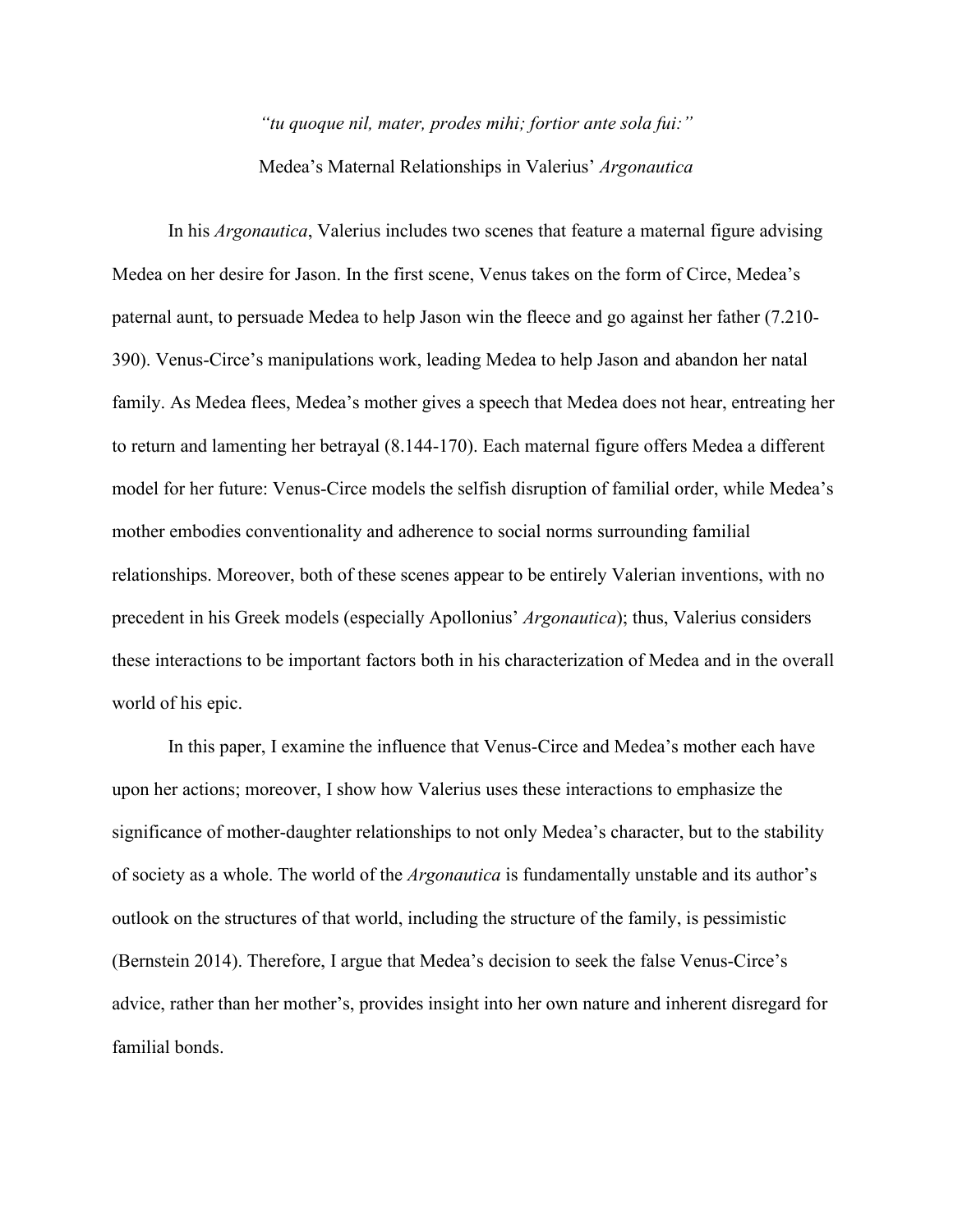*"tu quoque nil, mater, prodes mihi; fortior ante sola fui:"*

Medea's Maternal Relationships in Valerius' *Argonautica*

In his *Argonautica*, Valerius includes two scenes that feature a maternal figure advising Medea on her desire for Jason. In the first scene, Venus takes on the form of Circe, Medea's paternal aunt, to persuade Medea to help Jason win the fleece and go against her father (7.210-390). Venus-Circe's manipulations work, leading Medea to help Jason and abandon her natal family. As Medea flees, Medea's mother gives a speech that Medea does not hear, entreating her to return and lamenting her betrayal (8.144-170). Each maternal figure offers Medea a different model for her future: Venus-Circe models the selfish disruption of familial order, while Medea's mother embodies conventionality and adherence to social norms surrounding familial relationships. Moreover, both of these scenes appear to be entirely Valerian inventions, with no precedent in his Greek models (especially Apollonius' *Argonautica*); thus, Valerius considers these interactions to be important factors both in his characterization of Medea and in the overall world of his epic.

In this paper, I examine the influence that Venus-Circe and Medea's mother each have upon her actions; moreover, I show how Valerius uses these interactions to emphasize the significance of mother-daughter relationships to not only Medea's character, but to the stability of society as a whole. The world of the *Argonautica* is fundamentally unstable and its author's outlook on the structures of that world, including the structure of the family, is pessimistic (Bernstein 2014). Therefore, I argue that Medea's decision to seek the false Venus-Circe's advice, rather than her mother's, provides insight into her own nature and inherent disregard for familial bonds.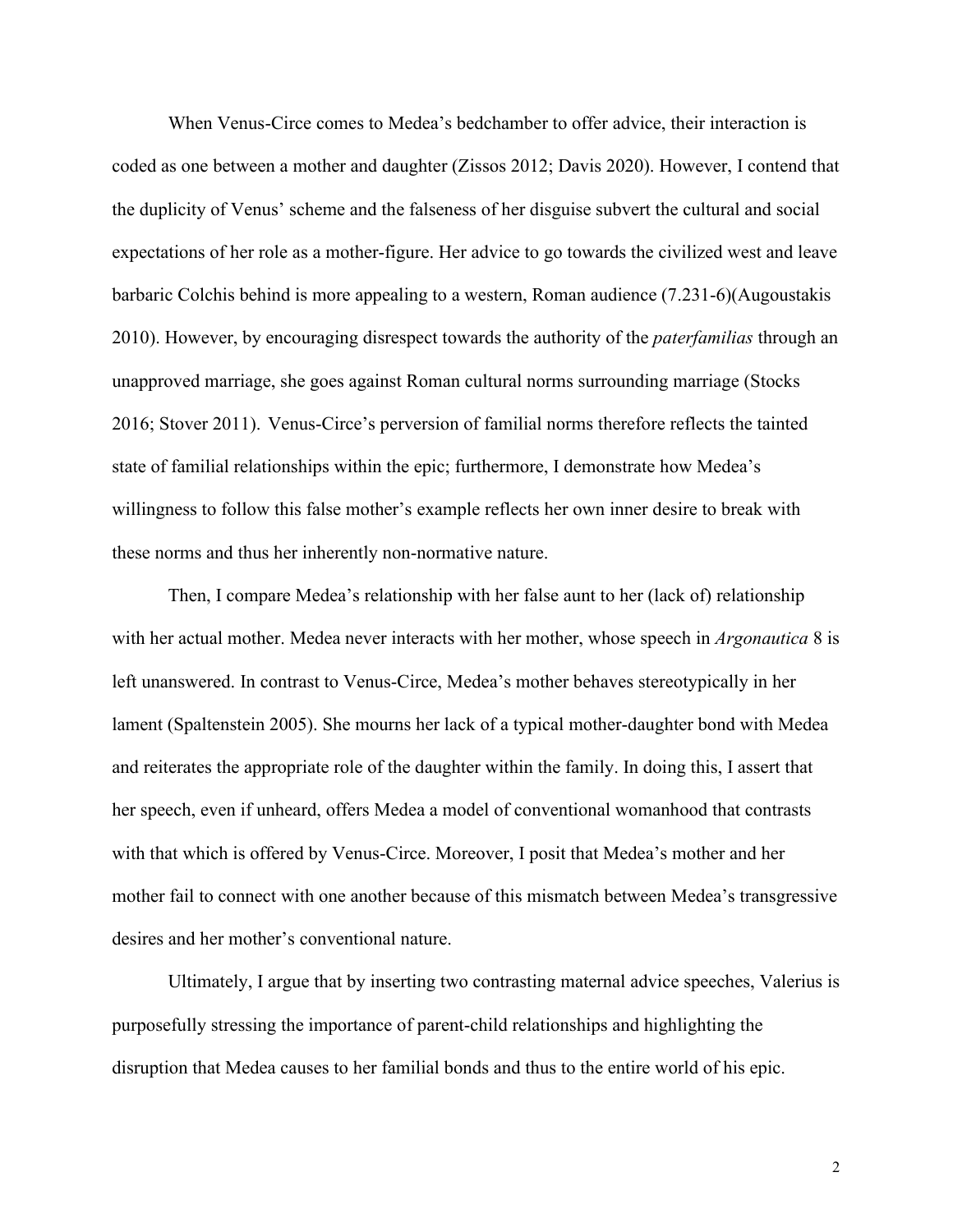When Venus-Circe comes to Medea's bedchamber to offer advice, their interaction is coded as one between a mother and daughter (Zissos 2012; Davis 2020). However, I contend that the duplicity of Venus' scheme and the falseness of her disguise subvert the cultural and social expectations of her role as a mother-figure. Her advice to go towards the civilized west and leave barbaric Colchis behind is more appealing to a western, Roman audience (7.231-6)(Augoustakis 2010). However, by encouraging disrespect towards the authority of the *paterfamilias* through an unapproved marriage, she goes against Roman cultural norms surrounding marriage (Stocks 2016; Stover 2011). Venus-Circe's perversion of familial norms therefore reflects the tainted state of familial relationships within the epic; furthermore, I demonstrate how Medea's willingness to follow this false mother's example reflects her own inner desire to break with these norms and thus her inherently non-normative nature.

Then, I compare Medea's relationship with her false aunt to her (lack of) relationship with her actual mother. Medea never interacts with her mother, whose speech in *Argonautica* 8 is left unanswered. In contrast to Venus-Circe, Medea's mother behaves stereotypically in her lament (Spaltenstein 2005). She mourns her lack of a typical mother-daughter bond with Medea and reiterates the appropriate role of the daughter within the family. In doing this, I assert that her speech, even if unheard, offers Medea a model of conventional womanhood that contrasts with that which is offered by Venus-Circe. Moreover, I posit that Medea's mother and her mother fail to connect with one another because of this mismatch between Medea's transgressive desires and her mother's conventional nature.

Ultimately, I argue that by inserting two contrasting maternal advice speeches, Valerius is purposefully stressing the importance of parent-child relationships and highlighting the disruption that Medea causes to her familial bonds and thus to the entire world of his epic.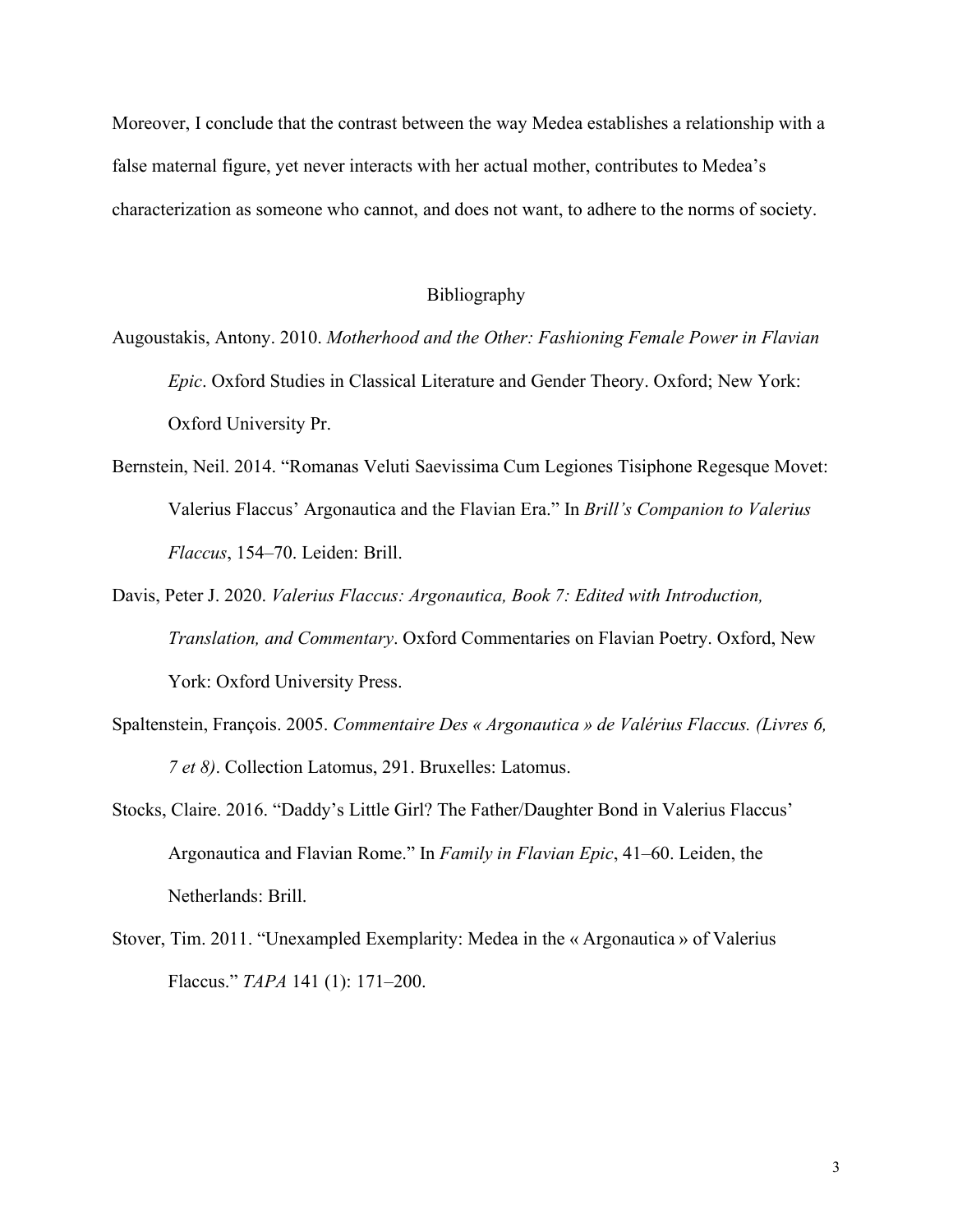Moreover, I conclude that the contrast between the way Medea establishes a relationship with a false maternal figure, yet never interacts with her actual mother, contributes to Medea's characterization as someone who cannot, and does not want, to adhere to the norms of society.

## Bibliography

Augoustakis, Antony. 2010. *Motherhood and the Other: Fashioning Female Power in Flavian Epic*. Oxford Studies in Classical Literature and Gender Theory. Oxford; New York: Oxford University Pr.

Bernstein, Neil. 2014. "Romanas Veluti Saevissima Cum Legiones Tisiphone Regesque Movet: Valerius Flaccus' Argonautica and the Flavian Era." In *Brill's Companion to Valerius Flaccus*, 154–70. Leiden: Brill.

Davis, Peter J. 2020. *Valerius Flaccus: Argonautica, Book 7: Edited with Introduction, Translation, and Commentary*. Oxford Commentaries on Flavian Poetry. Oxford, New York: Oxford University Press.

Spaltenstein, François. 2005. *Commentaire Des « Argonautica » de Valérius Flaccus. (Livres 6, 7 et 8)*. Collection Latomus, 291. Bruxelles: Latomus.

Stocks, Claire. 2016. "Daddy's Little Girl? The Father/Daughter Bond in Valerius Flaccus' Argonautica and Flavian Rome." In *Family in Flavian Epic*, 41–60. Leiden, the Netherlands: Brill.

Stover, Tim. 2011. "Unexampled Exemplarity: Medea in the « Argonautica » of Valerius Flaccus." *TAPA* 141 (1): 171–200.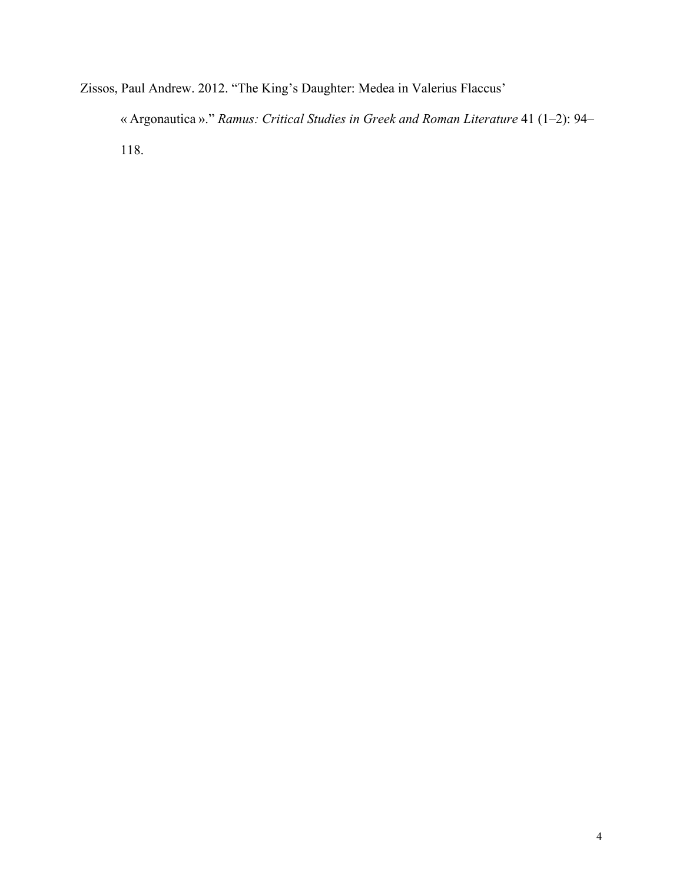Zissos, Paul Andrew. 2012. "The King's Daughter: Medea in Valerius Flaccus' « Argonautica »." *Ramus: Critical Studies in Greek and Roman Literature* 41 (1–2): 94–118.